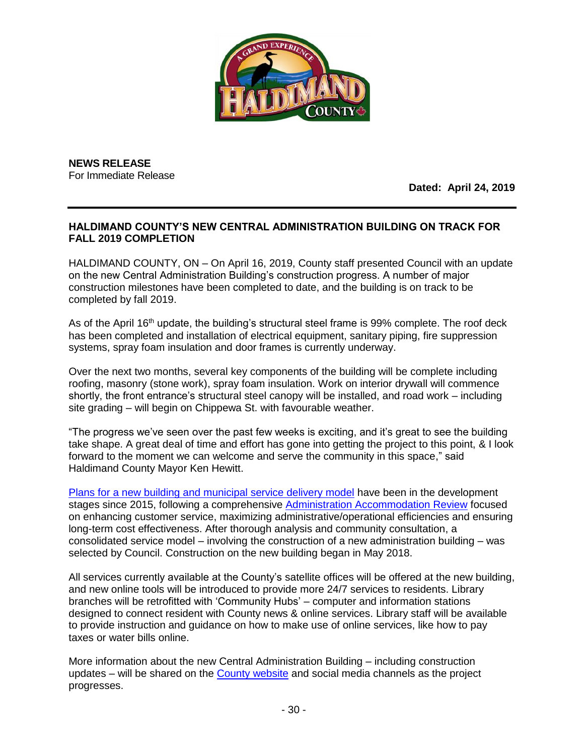**NEWS RELEASE**
For Immediate Release

**Dated: April 24, 2019**

---

# HALDIMAND COUNTY'S NEW CENTRAL ADMINISTRATION BUILDING ON TRACK FOR FALL 2019 COMPLETION

HALDIMAND COUNTY, ON – On April 16, 2019, County staff presented Council with an update on the new Central Administration Building's construction progress. A number of major construction milestones have been completed to date, and the building is on track to be completed by fall 2019.

As of the April 16th update, the building's structural steel frame is 99% complete. The roof deck has been completed and installation of electrical equipment, sanitary piping, fire suppression systems, spray foam insulation and door frames is currently underway.

Over the next two months, several key components of the building will be complete including roofing, masonry (stone work), spray foam insulation. Work on interior drywall will commence shortly, the front entrance's structural steel canopy will be installed, and road work – including site grading – will begin on Chippewa St. with favourable weather.

"The progress we've seen over the past few weeks is exciting, and it's great to see the building take shape. A great deal of time and effort has gone into getting the project to this point, & I look forward to the moment we can welcome and serve the community in this space," said Haldimand County Mayor Ken Hewitt.

Plans for a new building and municipal service delivery model have been in the development stages since 2015, following a comprehensive Administration Accommodation Review focused on enhancing customer service, maximizing administrative/operational efficiencies and ensuring long-term cost effectiveness. After thorough analysis and community consultation, a consolidated service model – involving the construction of a new administration building – was selected by Council. Construction on the new building began in May 2018.

All services currently available at the County's satellite offices will be offered at the new building, and new online tools will be introduced to provide more 24/7 services to residents. Library branches will be retrofitted with 'Community Hubs' – computer and information stations designed to connect resident with County news & online services. Library staff will be available to provide instruction and guidance on how to make use of online services, like how to pay taxes or water bills online.

More information about the new Central Administration Building – including construction updates – will be shared on the County website and social media channels as the project progresses.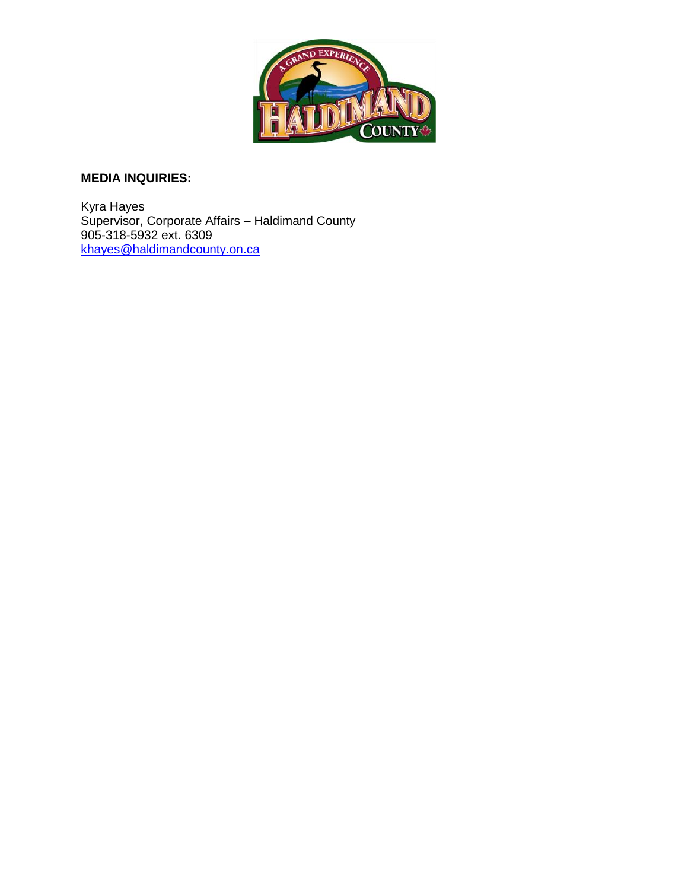**MEDIA INQUIRIES:**

Kyra Hayes
Supervisor, Corporate Affairs – Haldimand County
905-318-5932 ext. 6309
khayes@haldimandcounty.on.ca